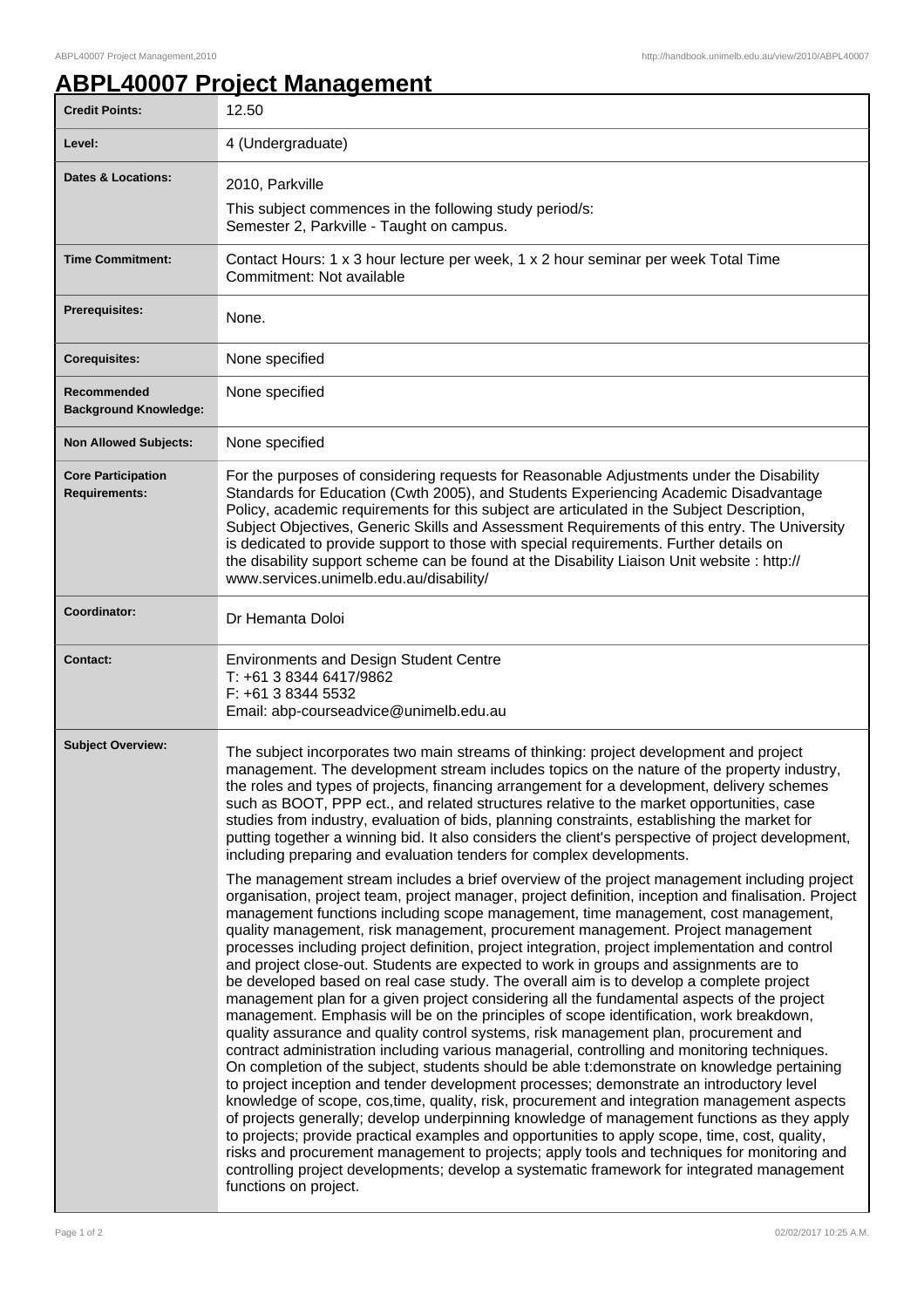# ABPL40007 Project Management

| | |
|---|---|
| **Credit Points:** | 12.50 |
| **Level:** | 4 (Undergraduate) |
| **Dates & Locations:** | 2010, Parkville<br>This subject commences in the following study period/s:<br>Semester 2, Parkville - Taught on campus. |
| **Time Commitment:** | Contact Hours: 1 x 3 hour lecture per week, 1 x 2 hour seminar per week Total Time Commitment: Not available |
| **Prerequisites:** | None. |
| **Corequisites:** | None specified |
| **Recommended Background Knowledge:** | None specified |
| **Non Allowed Subjects:** | None specified |
| **Core Participation Requirements:** | For the purposes of considering requests for Reasonable Adjustments under the Disability Standards for Education (Cwth 2005), and Students Experiencing Academic Disadvantage Policy, academic requirements for this subject are articulated in the Subject Description, Subject Objectives, Generic Skills and Assessment Requirements of this entry. The University is dedicated to provide support to those with special requirements. Further details on the disability support scheme can be found at the Disability Liaison Unit website : http://www.services.unimelb.edu.au/disability/ |
| **Coordinator:** | Dr Hemanta Doloi |
| **Contact:** | Environments and Design Student Centre<br>T: +61 3 8344 6417/9862<br>F: +61 3 8344 5532<br>Email: abp-courseadvice@unimelb.edu.au |
| **Subject Overview:** | The subject incorporates two main streams of thinking: project development and project management. The development stream includes topics on the nature of the property industry, the roles and types of projects, financing arrangement for a development, delivery schemes such as BOOT, PPP ect., and related structures relative to the market opportunities, case studies from industry, evaluation of bids, planning constraints, establishing the market for putting together a winning bid. It also considers the client's perspective of project development, including preparing and evaluation tenders for complex developments.<br><br>The management stream includes a brief overview of the project management including project organisation, project team, project manager, project definition, inception and finalisation. Project management functions including scope management, time management, cost management, quality management, risk management, procurement management. Project management processes including project definition, project integration, project implementation and control and project close-out. Students are expected to work in groups and assignments are to be developed based on real case study. The overall aim is to develop a complete project management plan for a given project considering all the fundamental aspects of the project management. Emphasis will be on the principles of scope identification, work breakdown, quality assurance and quality control systems, risk management plan, procurement and contract administration including various managerial, controlling and monitoring techniques. On completion of the subject, students should be able t:demonstrate on knowledge pertaining to project inception and tender development processes; demonstrate an introductory level knowledge of scope, cos,time, quality, risk, procurement and integration management aspects of projects generally; develop underpinning knowledge of management functions as they apply to projects; provide practical examples and opportunities to apply scope, time, cost, quality, risks and procurement management to projects; apply tools and techniques for monitoring and controlling project developments; develop a systematic framework for integrated management functions on project. |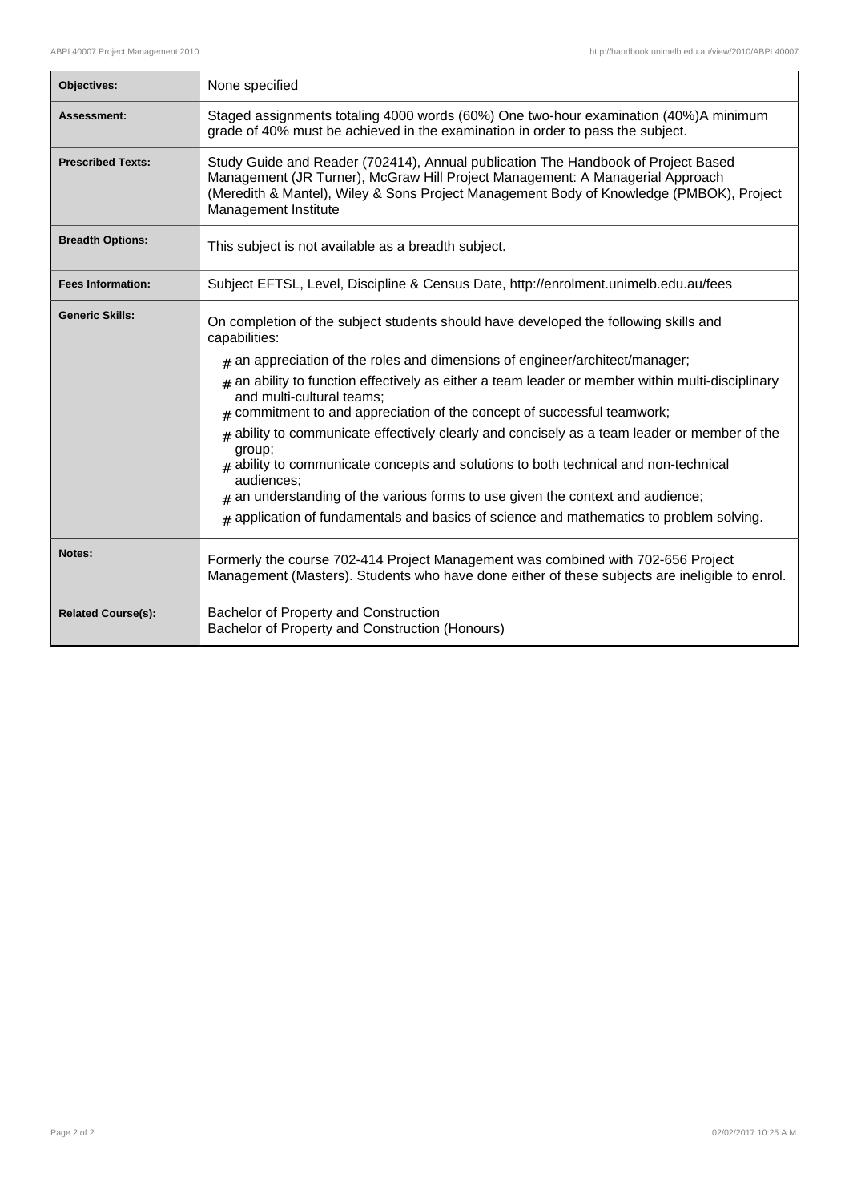| | |
|---|---|
| **Objectives:** | None specified |
| **Assessment:** | Staged assignments totaling 4000 words (60%) One two-hour examination (40%)A minimum grade of 40% must be achieved in the examination in order to pass the subject. |
| **Prescribed Texts:** | Study Guide and Reader (702414), Annual publication The Handbook of Project Based Management (JR Turner), McGraw Hill Project Management: A Managerial Approach (Meredith & Mantel), Wiley & Sons Project Management Body of Knowledge (PMBOK), Project Management Institute |
| **Breadth Options:** | This subject is not available as a breadth subject. |
| **Fees Information:** | Subject EFTSL, Level, Discipline & Census Date, http://enrolment.unimelb.edu.au/fees |
| **Generic Skills:** | On completion of the subject students should have developed the following skills and capabilities:<br># an appreciation of the roles and dimensions of engineer/architect/manager;<br># an ability to function effectively as either a team leader or member within multi-disciplinary and multi-cultural teams;<br># commitment to and appreciation of the concept of successful teamwork;<br># ability to communicate effectively clearly and concisely as a team leader or member of the group;<br># ability to communicate concepts and solutions to both technical and non-technical audiences;<br># an understanding of the various forms to use given the context and audience;<br># application of fundamentals and basics of science and mathematics to problem solving. |
| **Notes:** | Formerly the course 702-414 Project Management was combined with 702-656 Project Management (Masters). Students who have done either of these subjects are ineligible to enrol. |
| **Related Course(s):** | Bachelor of Property and Construction<br>Bachelor of Property and Construction (Honours) |